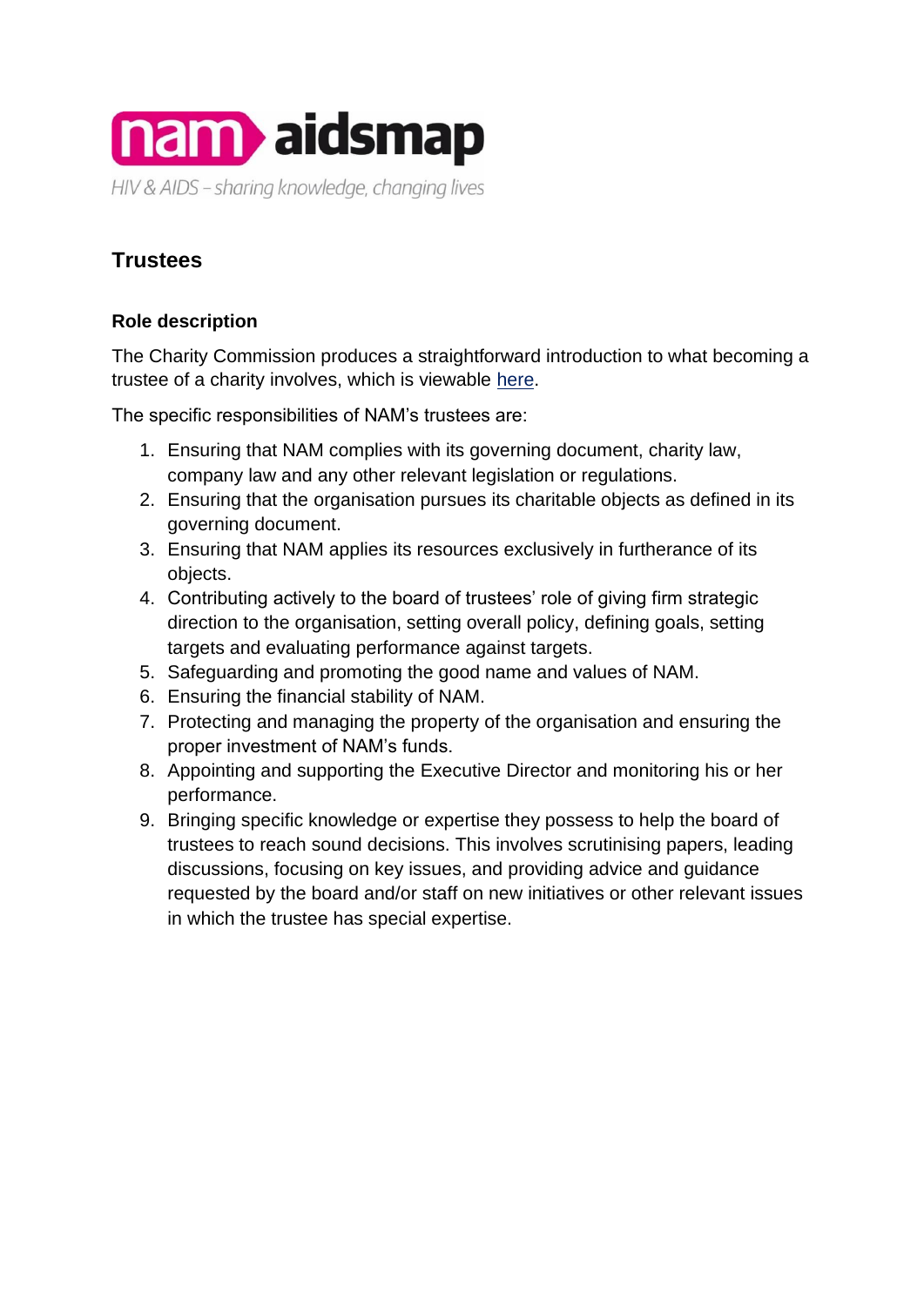nam aidsmap

HIV & AIDS – sharing knowledge, changing lives

## Trustees

### Role description

The Charity Commission produces a straightforward introduction to what becoming a trustee of a charity involves, which is viewable here.

The specific responsibilities of NAM's trustees are:

1. Ensuring that NAM complies with its governing document, charity law, company law and any other relevant legislation or regulations.
2. Ensuring that the organisation pursues its charitable objects as defined in its governing document.
3. Ensuring that NAM applies its resources exclusively in furtherance of its objects.
4. Contributing actively to the board of trustees' role of giving firm strategic direction to the organisation, setting overall policy, defining goals, setting targets and evaluating performance against targets.
5. Safeguarding and promoting the good name and values of NAM.
6. Ensuring the financial stability of NAM.
7. Protecting and managing the property of the organisation and ensuring the proper investment of NAM's funds.
8. Appointing and supporting the Executive Director and monitoring his or her performance.
9. Bringing specific knowledge or expertise they possess to help the board of trustees to reach sound decisions. This involves scrutinising papers, leading discussions, focusing on key issues, and providing advice and guidance requested by the board and/or staff on new initiatives or other relevant issues in which the trustee has special expertise.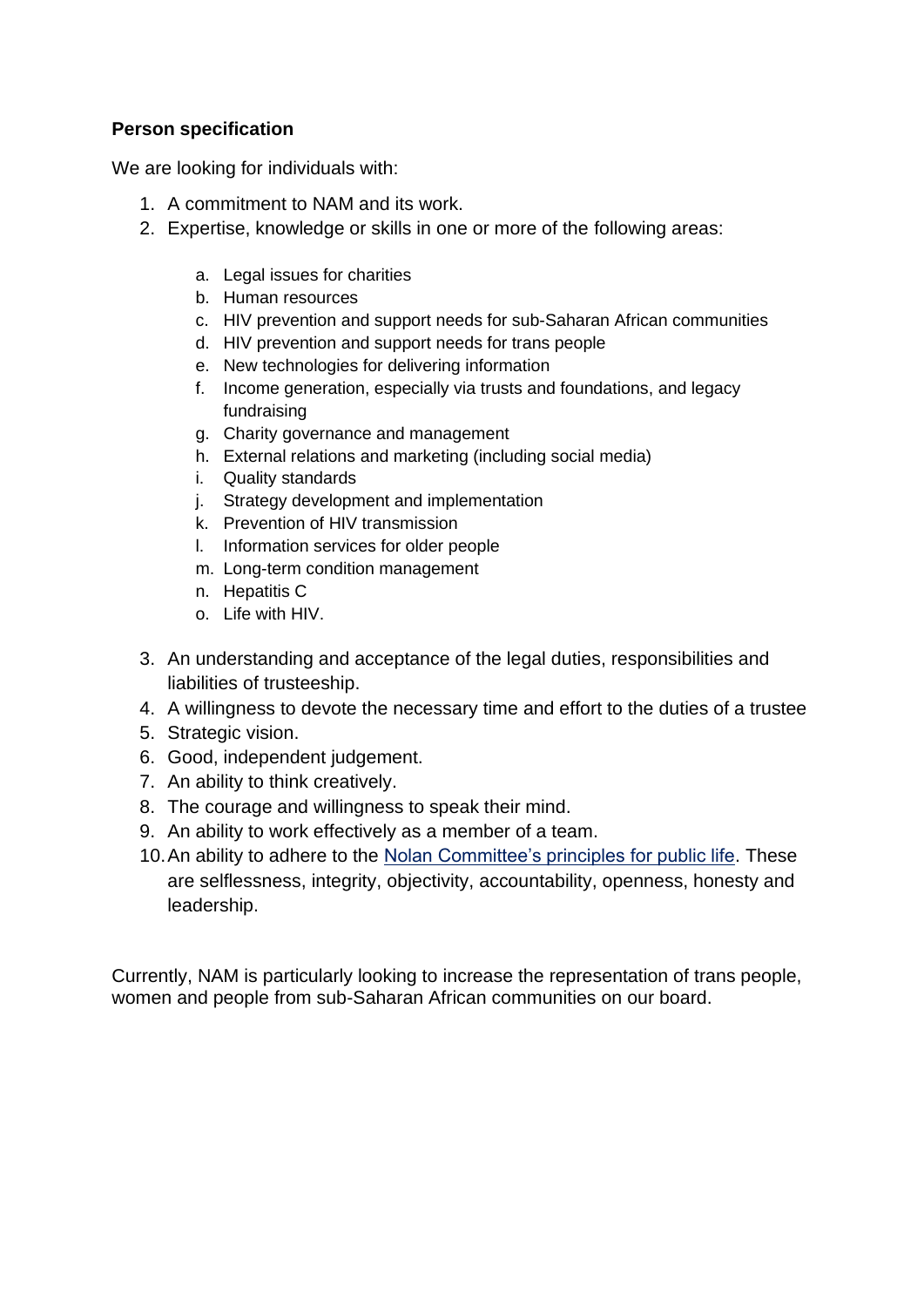**Person specification**

We are looking for individuals with:

1. A commitment to NAM and its work.
2. Expertise, knowledge or skills in one or more of the following areas:

    a. Legal issues for charities
    b. Human resources
    c. HIV prevention and support needs for sub-Saharan African communities
    d. HIV prevention and support needs for trans people
    e. New technologies for delivering information
    f. Income generation, especially via trusts and foundations, and legacy fundraising
    g. Charity governance and management
    h. External relations and marketing (including social media)
    i. Quality standards
    j. Strategy development and implementation
    k. Prevention of HIV transmission
    l. Information services for older people
    m. Long-term condition management
    n. Hepatitis C
    o. Life with HIV.

3. An understanding and acceptance of the legal duties, responsibilities and liabilities of trusteeship.
4. A willingness to devote the necessary time and effort to the duties of a trustee
5. Strategic vision.
6. Good, independent judgement.
7. An ability to think creatively.
8. The courage and willingness to speak their mind.
9. An ability to work effectively as a member of a team.
10. An ability to adhere to the Nolan Committee's principles for public life. These are selflessness, integrity, objectivity, accountability, openness, honesty and leadership.

Currently, NAM is particularly looking to increase the representation of trans people, women and people from sub-Saharan African communities on our board.